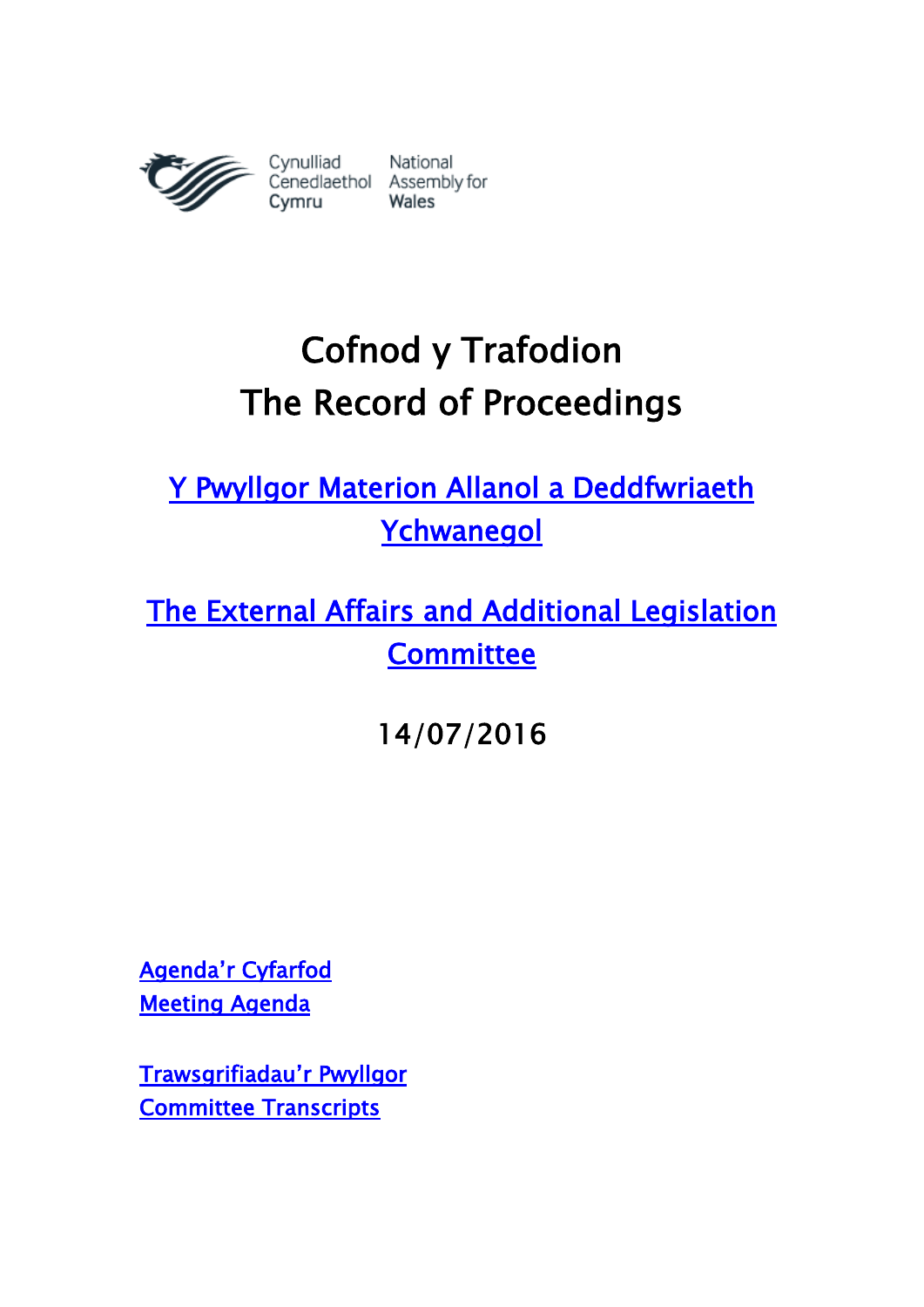Cynulliad Cenedlaethol Cymru | National Assembly for Wales

# Cofnod y Trafodion
# The Record of Proceedings

## Y Pwyllgor Materion Allanol a Deddfwriaeth Ychwanegol

## The External Affairs and Additional Legislation Committee

14/07/2016

Agenda'r Cyfarfod
Meeting Agenda

Trawsgrifiadau'r Pwyllgor
Committee Transcripts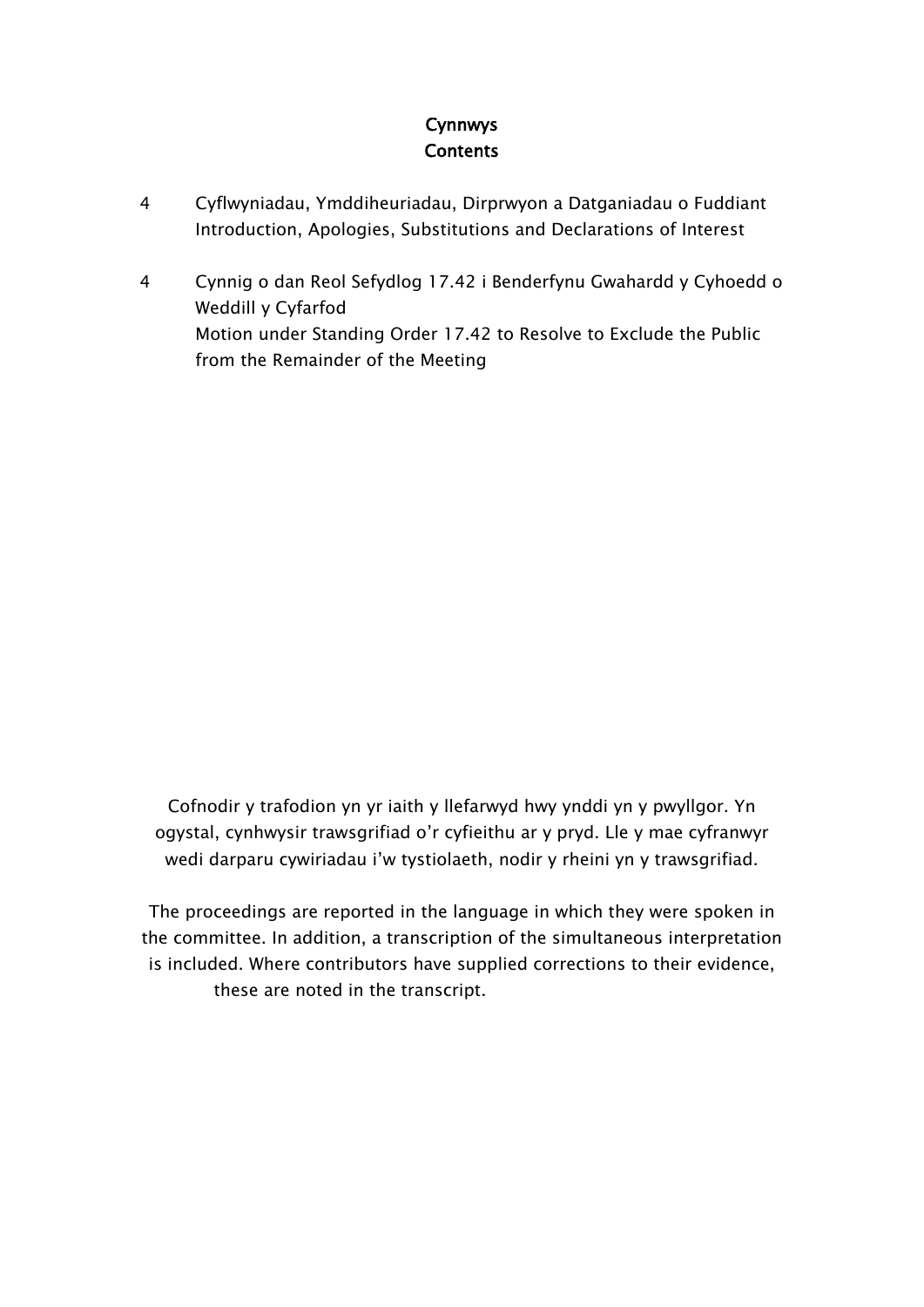# Cynnwys
# Contents

4 Cyflwyniadau, Ymddiheuriadau, Dirprwyon a Datganiadau o Fuddiant
Introduction, Apologies, Substitutions and Declarations of Interest

4 Cynnig o dan Reol Sefydlog 17.42 i Benderfynu Gwahardd y Cyhoedd o Weddill y Cyfarfod
Motion under Standing Order 17.42 to Resolve to Exclude the Public from the Remainder of the Meeting

Cofnodir y trafodion yn yr iaith y llefarwyd hwy ynddi yn y pwyllgor. Yn ogystal, cynhwysir trawsgrifiad o'r cyfieithu ar y pryd. Lle y mae cyfranwyr wedi darparu cywiriadau i'w tystiolaeth, nodir y rheini yn y trawsgrifiad.

The proceedings are reported in the language in which they were spoken in the committee. In addition, a transcription of the simultaneous interpretation is included. Where contributors have supplied corrections to their evidence, these are noted in the transcript.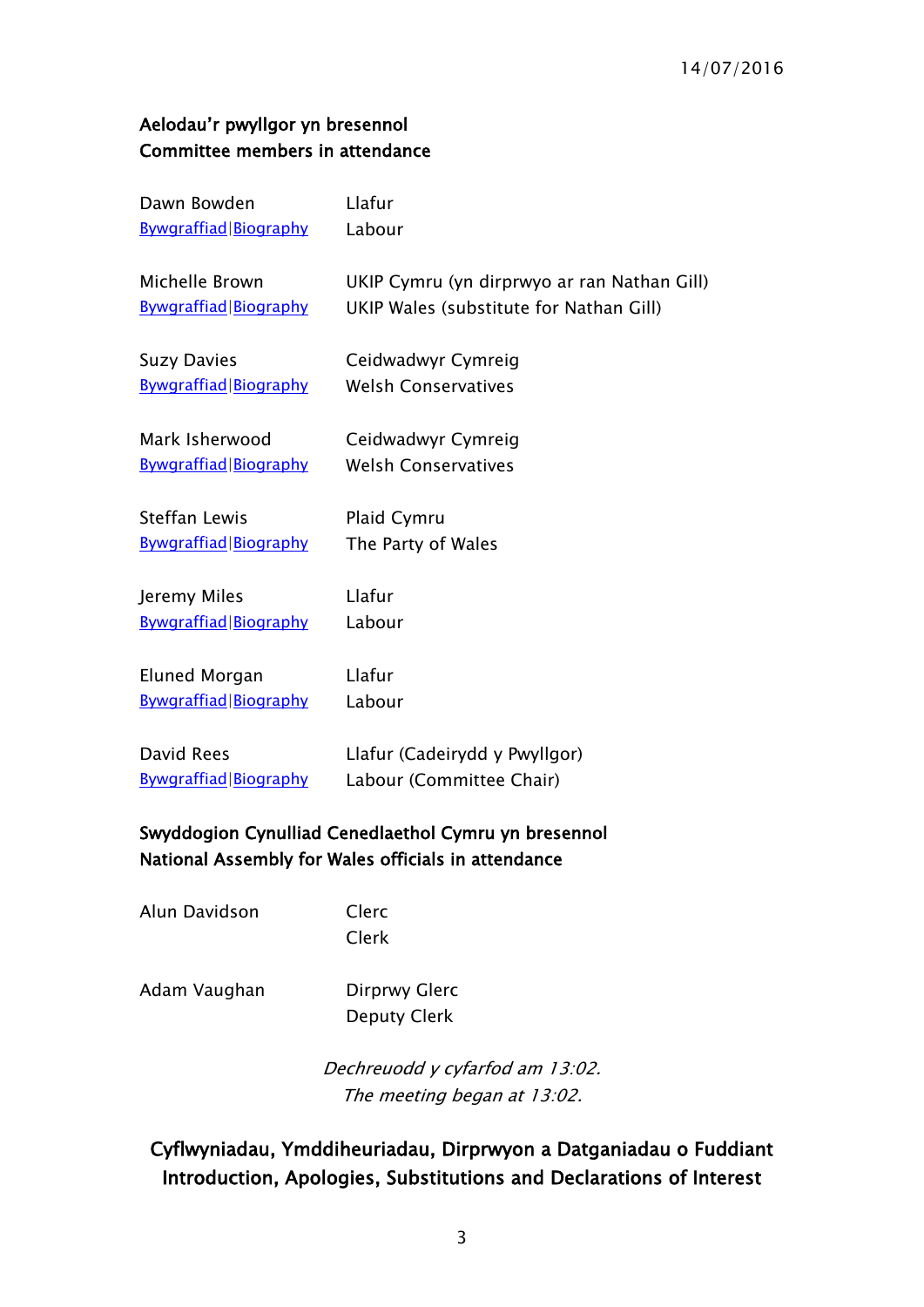14/07/2016

**Aelodau'r pwyllgor yn bresennol**
**Committee members in attendance**

| | |
|---|---|
| Dawn Bowden<br>Bywgraffiad\|Biography | Llafur<br>Labour |
| Michelle Brown<br>Bywgraffiad\|Biography | UKIP Cymru (yn dirprwyo ar ran Nathan Gill)<br>UKIP Wales (substitute for Nathan Gill) |
| Suzy Davies<br>Bywgraffiad\|Biography | Ceidwadwyr Cymreig<br>Welsh Conservatives |
| Mark Isherwood<br>Bywgraffiad\|Biography | Ceidwadwyr Cymreig<br>Welsh Conservatives |
| Steffan Lewis<br>Bywgraffiad\|Biography | Plaid Cymru<br>The Party of Wales |
| Jeremy Miles<br>Bywgraffiad\|Biography | Llafur<br>Labour |
| Eluned Morgan<br>Bywgraffiad\|Biography | Llafur<br>Labour |
| David Rees<br>Bywgraffiad\|Biography | Llafur (Cadeirydd y Pwyllgor)<br>Labour (Committee Chair) |

**Swyddogion Cynulliad Cenedlaethol Cymru yn bresennol**
**National Assembly for Wales officials in attendance**

| | |
|---|---|
| Alun Davidson | Clerc<br>Clerk |
| Adam Vaughan | Dirprwy Glerc<br>Deputy Clerk |

*Dechreuodd y cyfarfod am 13:02.*
*The meeting began at 13:02.*

## Cyflwyniadau, Ymddiheuriadau, Dirprwyon a Datganiadau o Fuddiant
## Introduction, Apologies, Substitutions and Declarations of Interest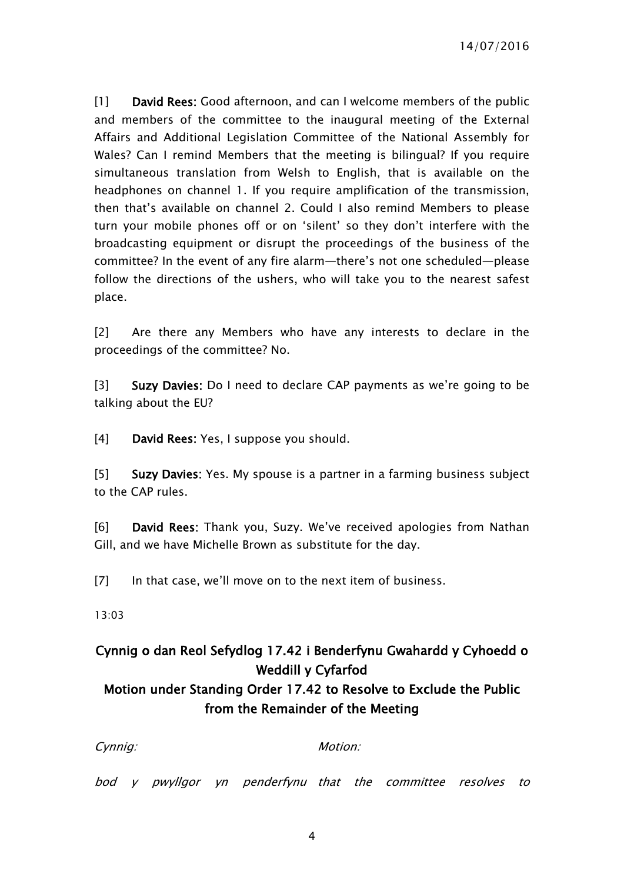[1] **David Rees:** Good afternoon, and can I welcome members of the public and members of the committee to the inaugural meeting of the External Affairs and Additional Legislation Committee of the National Assembly for Wales? Can I remind Members that the meeting is bilingual? If you require simultaneous translation from Welsh to English, that is available on the headphones on channel 1. If you require amplification of the transmission, then that's available on channel 2. Could I also remind Members to please turn your mobile phones off or on 'silent' so they don't interfere with the broadcasting equipment or disrupt the proceedings of the business of the committee? In the event of any fire alarm—there's not one scheduled—please follow the directions of the ushers, who will take you to the nearest safest place.

[2] Are there any Members who have any interests to declare in the proceedings of the committee? No.

[3] **Suzy Davies:** Do I need to declare CAP payments as we're going to be talking about the EU?

[4] **David Rees:** Yes, I suppose you should.

[5] **Suzy Davies:** Yes. My spouse is a partner in a farming business subject to the CAP rules.

[6] **David Rees:** Thank you, Suzy. We've received apologies from Nathan Gill, and we have Michelle Brown as substitute for the day.

[7] In that case, we'll move on to the next item of business.

13:03

## Cynnig o dan Reol Sefydlog 17.42 i Benderfynu Gwahardd y Cyhoedd o Weddill y Cyfarfod
## Motion under Standing Order 17.42 to Resolve to Exclude the Public from the Remainder of the Meeting

| *Cynnig:* | *Motion:* |
|---|---|
| *bod y pwyllgor yn penderfynu* | *that the committee resolves to* |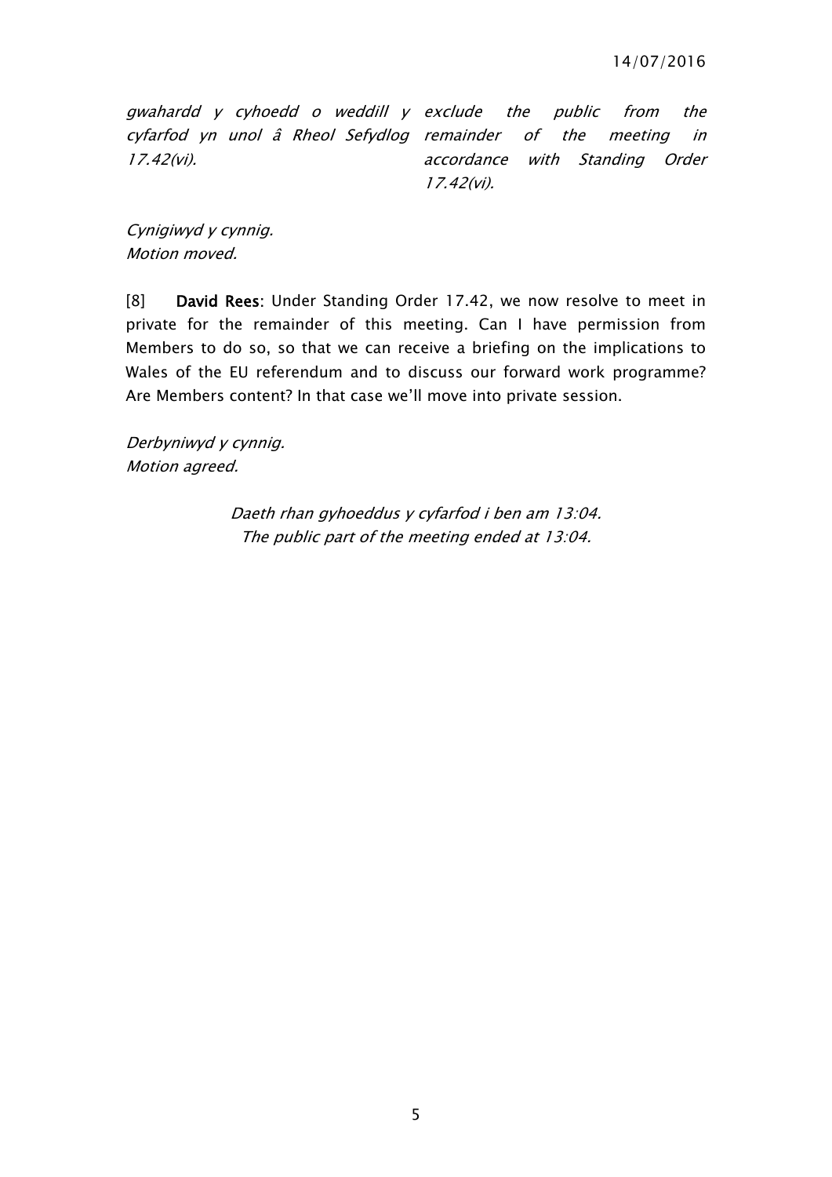| | |
|---|---|
| *gwahardd y cyhoedd o weddill y cyfarfod yn unol â Rheol Sefydlog 17.42(vi).* | *exclude the public from the remainder of the meeting in accordance with Standing Order 17.42(vi).* |

*Cynigiwyd y cynnig.*
*Motion moved.*

[8] **David Rees:** Under Standing Order 17.42, we now resolve to meet in private for the remainder of this meeting. Can I have permission from Members to do so, so that we can receive a briefing on the implications to Wales of the EU referendum and to discuss our forward work programme? Are Members content? In that case we'll move into private session.

*Derbyniwyd y cynnig.*
*Motion agreed.*

*Daeth rhan gyhoeddus y cyfarfod i ben am 13:04.*
*The public part of the meeting ended at 13:04.*